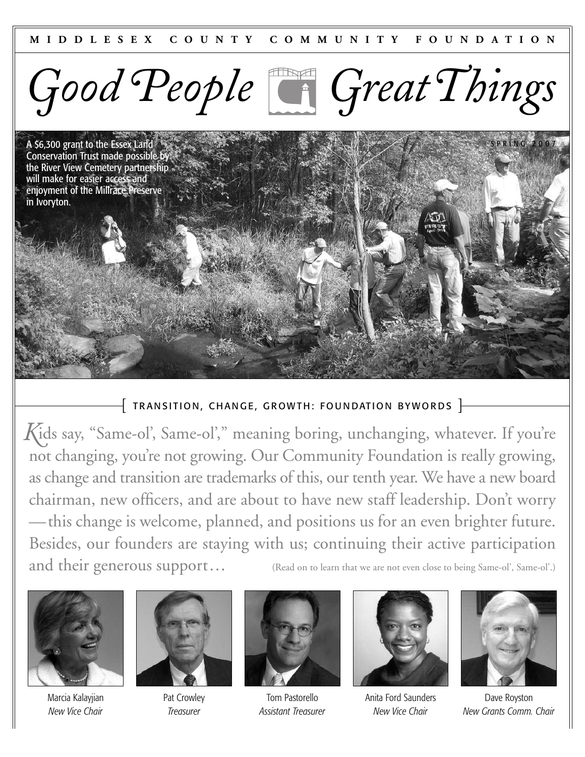MIDDLESEX COUNTY COMMUNITY FOUNDATION

# Good People Great Things

SPRING 2007

A $6,300 grant to the Essex Land Conservation Trust made possible by the River View Cemetery partnership will make for easier access and enjoyment of the Millrace Preserve in Ivoryton.

## TRANSITION, CHANGE, GROWTH: FOUNDATION BYWORDS

Kids say, "Same-ol', Same-ol'," meaning boring, unchanging, whatever. If you're not changing, you're not growing. Our Community Foundation is really growing, as change and transition are trademarks of this, our tenth year. We have a new board chairman, new officers, and are about to have new staff leadership. Don't worry—this change is welcome, planned, and positions us for an even brighter future. Besides, our founders are staying with us; continuing their active participation and their generous support… (Read on to learn that we are not even close to being Same-ol', Same-ol'.)

Marcia Kalayjian
*New Vice Chair*

Pat Crowley
*Treasurer*

Tom Pastorello
*Assistant Treasurer*

Anita Ford Saunders
*New Vice Chair*

Dave Royston
*New Grants Comm. Chair*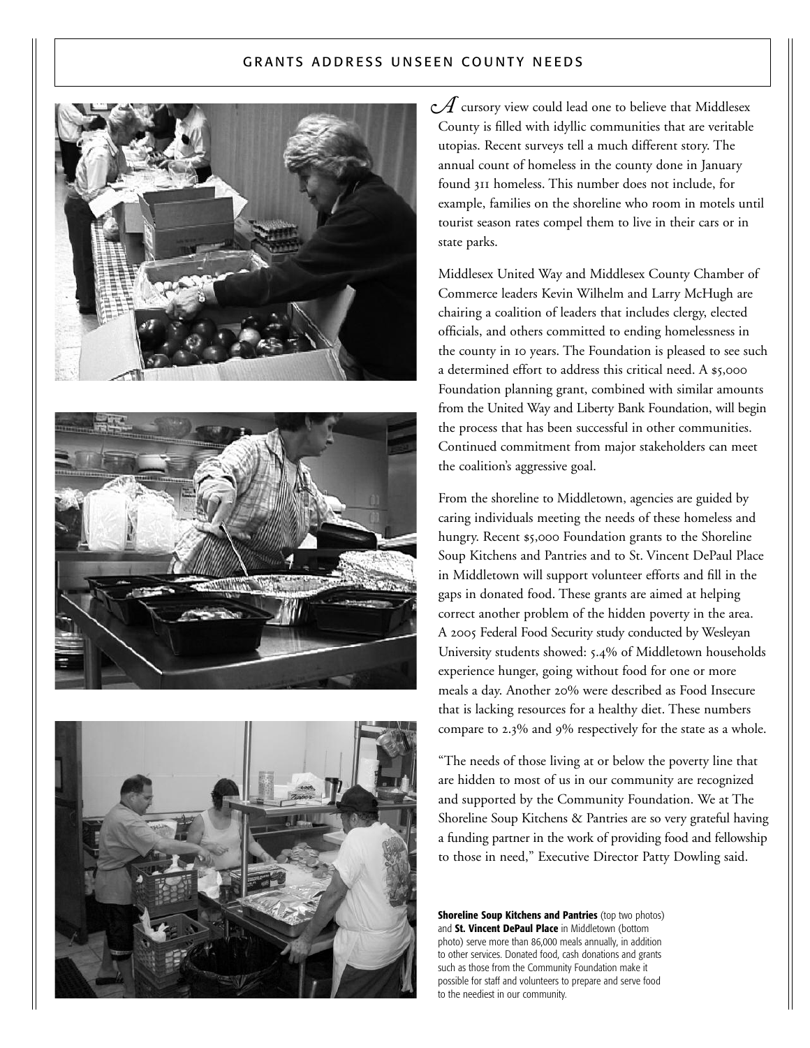## GRANTS ADDRESS UNSEEN COUNTY NEEDS

A cursory view could lead one to believe that Middlesex County is filled with idyllic communities that are veritable utopias. Recent surveys tell a much different story. The annual count of homeless in the county done in January found 311 homeless. This number does not include, for example, families on the shoreline who room in motels until tourist season rates compel them to live in their cars or in state parks.

Middlesex United Way and Middlesex County Chamber of Commerce leaders Kevin Wilhelm and Larry McHugh are chairing a coalition of leaders that includes clergy, elected officials, and others committed to ending homelessness in the county in 10 years. The Foundation is pleased to see such a determined effort to address this critical need. A $5,000 Foundation planning grant, combined with similar amounts from the United Way and Liberty Bank Foundation, will begin the process that has been successful in other communities. Continued commitment from major stakeholders can meet the coalition's aggressive goal.

From the shoreline to Middletown, agencies are guided by caring individuals meeting the needs of these homeless and hungry. Recent $5,000 Foundation grants to the Shoreline Soup Kitchens and Pantries and to St. Vincent DePaul Place in Middletown will support volunteer efforts and fill in the gaps in donated food. These grants are aimed at helping correct another problem of the hidden poverty in the area. A 2005 Federal Food Security study conducted by Wesleyan University students showed: 5.4% of Middletown households experience hunger, going without food for one or more meals a day. Another 20% were described as Food Insecure that is lacking resources for a healthy diet. These numbers compare to 2.3% and 9% respectively for the state as a whole.

"The needs of those living at or below the poverty line that are hidden to most of us in our community are recognized and supported by the Community Foundation. We at The Shoreline Soup Kitchens & Pantries are so very grateful having a funding partner in the work of providing food and fellowship to those in need," Executive Director Patty Dowling said.

**Shoreline Soup Kitchens and Pantries** (top two photos) and **St. Vincent DePaul Place** in Middletown (bottom photo) serve more than 86,000 meals annually, in addition to other services. Donated food, cash donations and grants such as those from the Community Foundation make it possible for staff and volunteers to prepare and serve food to the neediest in our community.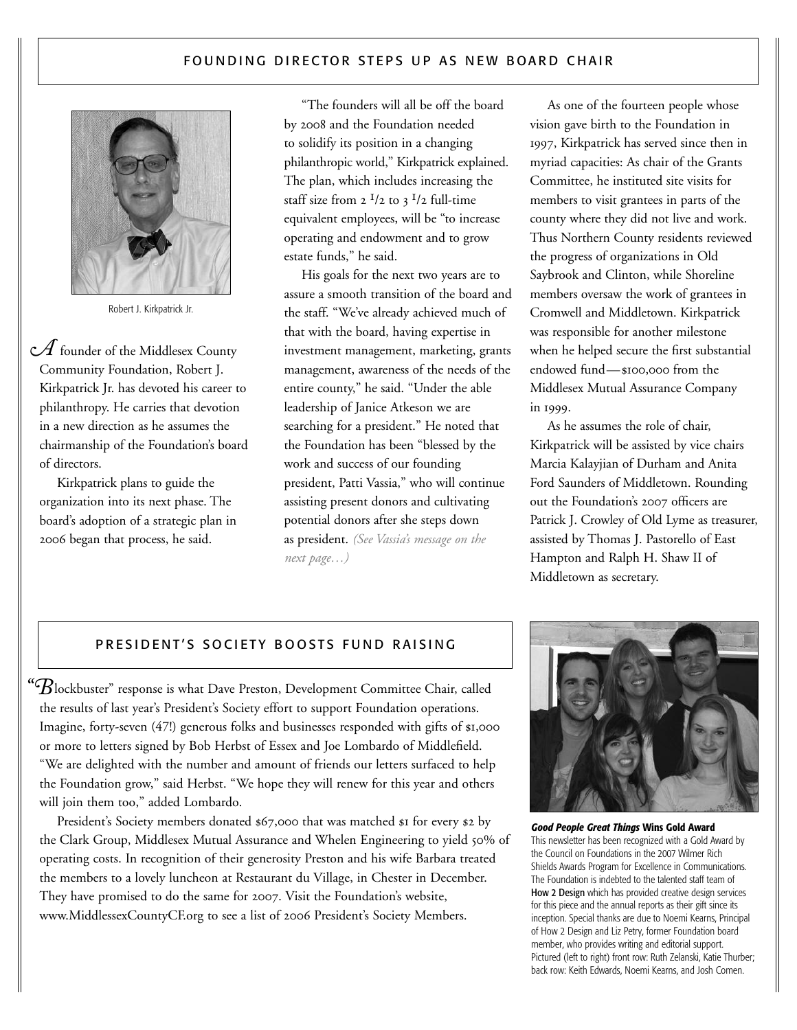## FOUNDING DIRECTOR STEPS UP AS NEW BOARD CHAIR

Robert J. Kirkpatrick Jr.

A founder of the Middlesex County Community Foundation, Robert J. Kirkpatrick Jr. has devoted his career to philanthropy. He carries that devotion in a new direction as he assumes the chairmanship of the Foundation's board of directors.

Kirkpatrick plans to guide the organization into its next phase. The board's adoption of a strategic plan in 2006 began that process, he said.

"The founders will all be off the board by 2008 and the Foundation needed to solidify its position in a changing philanthropic world," Kirkpatrick explained. The plan, which includes increasing the staff size from 2 1/2 to 3 1/2 full-time equivalent employees, will be "to increase operating and endowment and to grow estate funds," he said.

His goals for the next two years are to assure a smooth transition of the board and the staff. "We've already achieved much of that with the board, having expertise in investment management, marketing, grants management, awareness of the needs of the entire county," he said. "Under the able leadership of Janice Atkeson we are searching for a president." He noted that the Foundation has been "blessed by the work and success of our founding president, Patti Vassia," who will continue assisting present donors and cultivating potential donors after she steps down as president. *(See Vassia's message on the next page…)*

As one of the fourteen people whose vision gave birth to the Foundation in 1997, Kirkpatrick has served since then in myriad capacities: As chair of the Grants Committee, he instituted site visits for members to visit grantees in parts of the county where they did not live and work. Thus Northern County residents reviewed the progress of organizations in Old Saybrook and Clinton, while Shoreline members oversaw the work of grantees in Cromwell and Middletown. Kirkpatrick was responsible for another milestone when he helped secure the first substantial endowed fund—$100,000 from the Middlesex Mutual Assurance Company in 1999.

As he assumes the role of chair, Kirkpatrick will be assisted by vice chairs Marcia Kalayjian of Durham and Anita Ford Saunders of Middletown. Rounding out the Foundation's 2007 officers are Patrick J. Crowley of Old Lyme as treasurer, assisted by Thomas J. Pastorello of East Hampton and Ralph H. Shaw II of Middletown as secretary.

## PRESIDENT'S SOCIETY BOOSTS FUND RAISING

"Blockbuster" response is what Dave Preston, Development Committee Chair, called the results of last year's President's Society effort to support Foundation operations. Imagine, forty-seven (47!) generous folks and businesses responded with gifts of $1,000 or more to letters signed by Bob Herbst of Essex and Joe Lombardo of Middlefield. "We are delighted with the number and amount of friends our letters surfaced to help the Foundation grow," said Herbst. "We hope they will renew for this year and others will join them too," added Lombardo.

President's Society members donated $67,000 that was matched $1 for every $2 by the Clark Group, Middlesex Mutual Assurance and Whelen Engineering to yield 50% of operating costs. In recognition of their generosity Preston and his wife Barbara treated the members to a lovely luncheon at Restaurant du Village, in Chester in December. They have promised to do the same for 2007. Visit the Foundation's website, www.MiddlessexCountyCF.org to see a list of 2006 President's Society Members.

***Good People Great Things* Wins Gold Award**
This newsletter has been recognized with a Gold Award by the Council on Foundations in the 2007 Wilmer Rich Shields Awards Program for Excellence in Communications. The Foundation is indebted to the talented staff team of **How 2 Design** which has provided creative design services for this piece and the annual reports as their gift since its inception. Special thanks are due to Noemi Kearns, Principal of How 2 Design and Liz Petry, former Foundation board member, who provides writing and editorial support. Pictured (left to right) front row: Ruth Zelanski, Katie Thurber; back row: Keith Edwards, Noemi Kearns, and Josh Comen.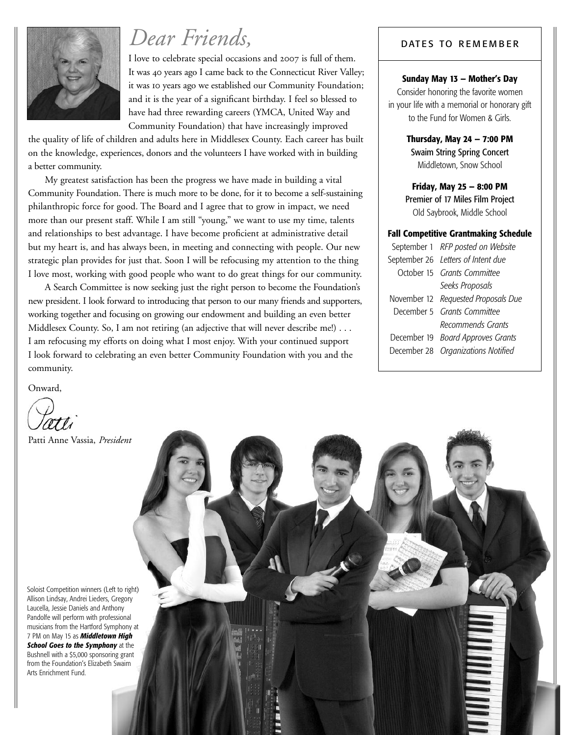# Dear Friends,

I love to celebrate special occasions and 2007 is full of them. It was 40 years ago I came back to the Connecticut River Valley; it was 10 years ago we established our Community Foundation; and it is the year of a significant birthday. I feel so blessed to have had three rewarding careers (YMCA, United Way and Community Foundation) that have increasingly improved the quality of life of children and adults here in Middlesex County. Each career has built on the knowledge, experiences, donors and the volunteers I have worked with in building a better community.

My greatest satisfaction has been the progress we have made in building a vital Community Foundation. There is much more to be done, for it to become a self-sustaining philanthropic force for good. The Board and I agree that to grow in impact, we need more than our present staff. While I am still "young," we want to use my time, talents and relationships to best advantage. I have become proficient at administrative detail but my heart is, and has always been, in meeting and connecting with people. Our new strategic plan provides for just that. Soon I will be refocusing my attention to the thing I love most, working with good people who want to do great things for our community.

A Search Committee is now seeking just the right person to become the Foundation's new president. I look forward to introducing that person to our many friends and supporters, working together and focusing on growing our endowment and building an even better Middlesex County. So, I am not retiring (an adjective that will never describe me!) . . . I am refocusing my efforts on doing what I most enjoy. With your continued support I look forward to celebrating an even better Community Foundation with you and the community.

Onward,

Patti

Patti Anne Vassia, *President*

## DATES TO REMEMBER

**Sunday May 13 – Mother's Day**
Consider honoring the favorite women in your life with a memorial or honorary gift to the Fund for Women & Girls.

**Thursday, May 24 – 7:00 PM**
Swaim String Spring Concert
Middletown, Snow School

**Friday, May 25 – 8:00 PM**
Premier of 17 Miles Film Project
Old Saybrook, Middle School

**Fall Competitive Grantmaking Schedule**

| | |
|---|---|
| September 1 | *RFP posted on Website* |
| September 26 | *Letters of Intent due* |
| October 15 | *Grants Committee Seeks Proposals* |
| November 12 | *Requested Proposals Due* |
| December 5 | *Grants Committee Recommends Grants* |
| December 19 | *Board Approves Grants* |
| December 28 | *Organizations Notified* |

Soloist Competition winners (Left to right) Allison Lindsay, Andrei Lieders, Gregory Laucella, Jessie Daniels and Anthony Pandolfe will perform with professional musicians from the Hartford Symphony at 7 PM on May 15 as ***Middletown High School Goes to the Symphony*** at the Bushnell with a $5,000 sponsoring grant from the Foundation's Elizabeth Swaim Arts Enrichment Fund.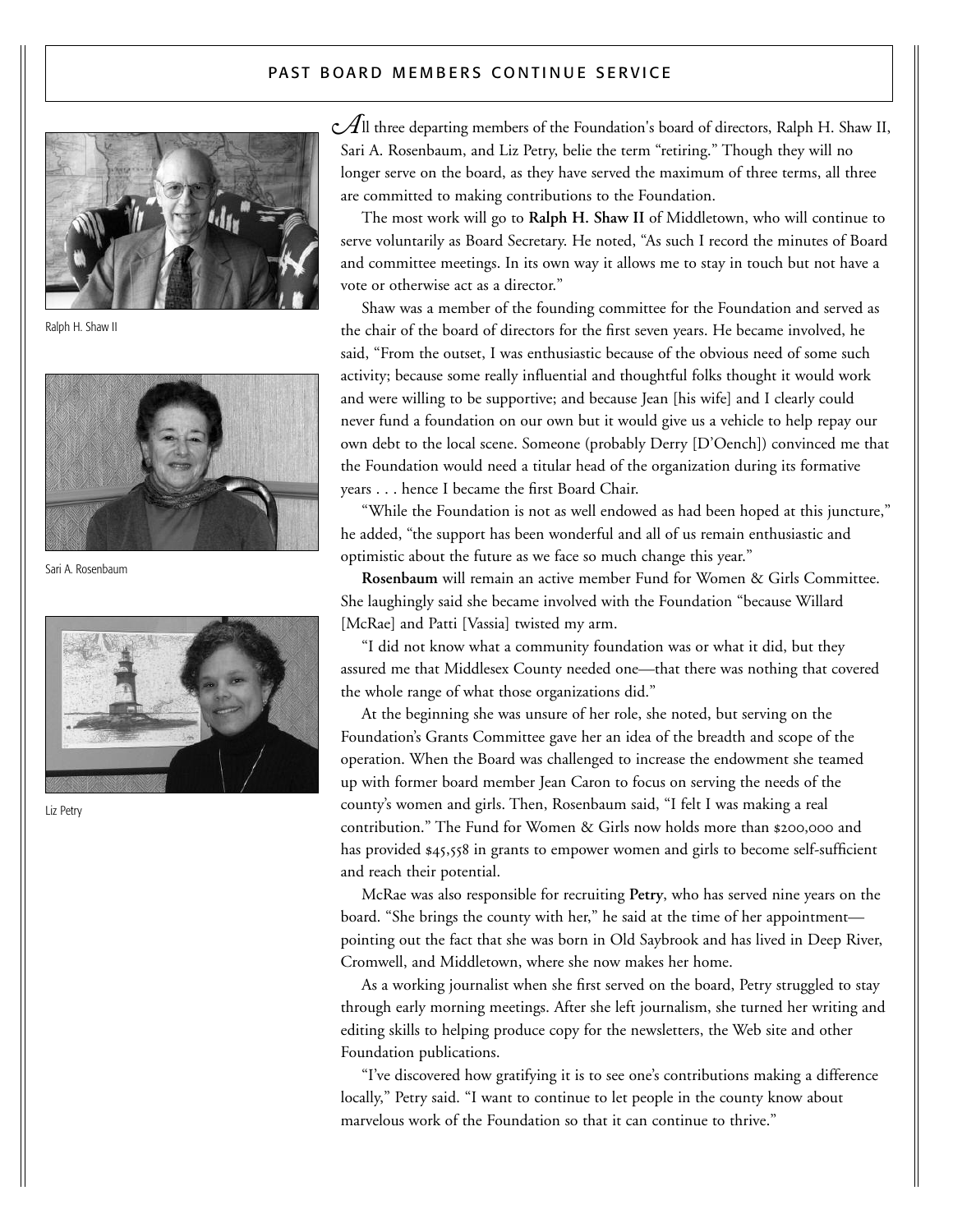## PAST BOARD MEMBERS CONTINUE SERVICE

Ralph H. Shaw II

Sari A. Rosenbaum

Liz Petry

All three departing members of the Foundation's board of directors, Ralph H. Shaw II, Sari A. Rosenbaum, and Liz Petry, belie the term "retiring." Though they will no longer serve on the board, as they have served the maximum of three terms, all three are committed to making contributions to the Foundation.

The most work will go to **Ralph H. Shaw II** of Middletown, who will continue to serve voluntarily as Board Secretary. He noted, "As such I record the minutes of Board and committee meetings. In its own way it allows me to stay in touch but not have a vote or otherwise act as a director."

Shaw was a member of the founding committee for the Foundation and served as the chair of the board of directors for the first seven years. He became involved, he said, "From the outset, I was enthusiastic because of the obvious need of some such activity; because some really influential and thoughtful folks thought it would work and were willing to be supportive; and because Jean [his wife] and I clearly could never fund a foundation on our own but it would give us a vehicle to help repay our own debt to the local scene. Someone (probably Derry [D'Oench]) convinced me that the Foundation would need a titular head of the organization during its formative years . . . hence I became the first Board Chair.

"While the Foundation is not as well endowed as had been hoped at this juncture," he added, "the support has been wonderful and all of us remain enthusiastic and optimistic about the future as we face so much change this year."

**Rosenbaum** will remain an active member Fund for Women & Girls Committee. She laughingly said she became involved with the Foundation "because Willard [McRae] and Patti [Vassia] twisted my arm.

"I did not know what a community foundation was or what it did, but they assured me that Middlesex County needed one—that there was nothing that covered the whole range of what those organizations did."

At the beginning she was unsure of her role, she noted, but serving on the Foundation's Grants Committee gave her an idea of the breadth and scope of the operation. When the Board was challenged to increase the endowment she teamed up with former board member Jean Caron to focus on serving the needs of the county's women and girls. Then, Rosenbaum said, "I felt I was making a real contribution." The Fund for Women & Girls now holds more than $200,000 and has provided $45,558 in grants to empower women and girls to become self-sufficient and reach their potential.

McRae was also responsible for recruiting **Petry**, who has served nine years on the board. "She brings the county with her," he said at the time of her appointment—pointing out the fact that she was born in Old Saybrook and has lived in Deep River, Cromwell, and Middletown, where she now makes her home.

As a working journalist when she first served on the board, Petry struggled to stay through early morning meetings. After she left journalism, she turned her writing and editing skills to helping produce copy for the newsletters, the Web site and other Foundation publications.

"I've discovered how gratifying it is to see one's contributions making a difference locally," Petry said. "I want to continue to let people in the county know about marvelous work of the Foundation so that it can continue to thrive."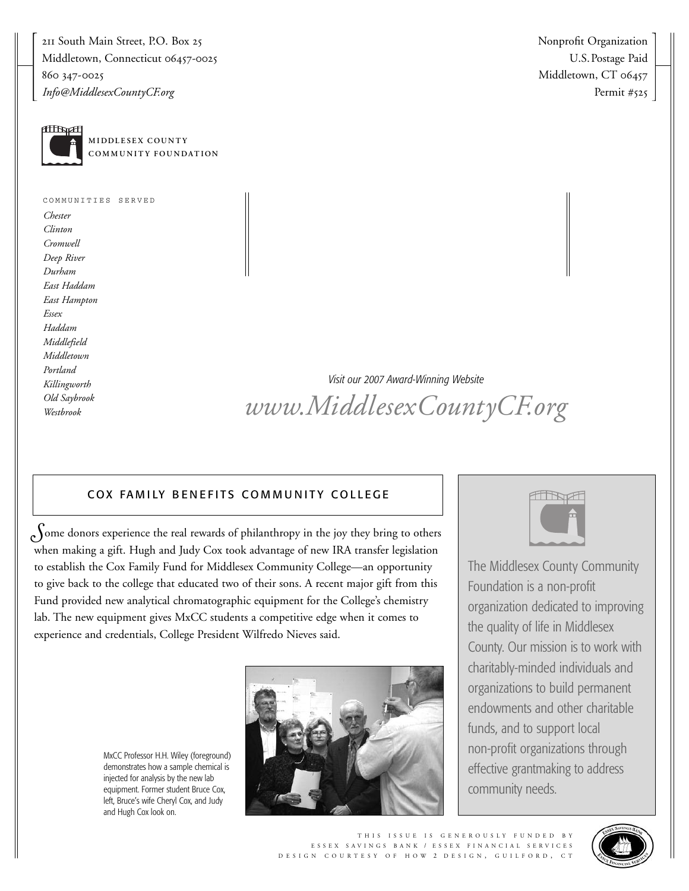211 South Main Street, P.O. Box 25
Middletown, Connecticut 06457-0025
860 347-0025
*Info@MiddlesexCountyCF.org*

Nonprofit Organization
U.S. Postage Paid
Middletown, CT 06457
Permit #525

MIDDLESEX COUNTY
COMMUNITY FOUNDATION

COMMUNITIES SERVED

*Chester*
*Clinton*
*Cromwell*
*Deep River*
*Durham*
*East Haddam*
*East Hampton*
*Essex*
*Haddam*
*Middlefield*
*Middletown*
*Portland*
*Killingworth*
*Old Saybrook*
*Westbrook*

*Visit our 2007 Award-Winning Website*

*www.MiddlesexCountyCF.org*

## COX FAMILY BENEFITS COMMUNITY COLLEGE

Some donors experience the real rewards of philanthropy in the joy they bring to others when making a gift. Hugh and Judy Cox took advantage of new IRA transfer legislation to establish the Cox Family Fund for Middlesex Community College—an opportunity to give back to the college that educated two of their sons. A recent major gift from this Fund provided new analytical chromatographic equipment for the College's chemistry lab. The new equipment gives MxCC students a competitive edge when it comes to experience and credentials, College President Wilfredo Nieves said.

MxCC Professor H.H. Wiley (foreground) demonstrates how a sample chemical is injected for analysis by the new lab equipment. Former student Bruce Cox, left, Bruce's wife Cheryl Cox, and Judy and Hugh Cox look on.

The Middlesex County Community Foundation is a non-profit organization dedicated to improving the quality of life in Middlesex County. Our mission is to work with charitably-minded individuals and organizations to build permanent endowments and other charitable funds, and to support local non-profit organizations through effective grantmaking to address community needs.

THIS ISSUE IS GENEROUSLY FUNDED BY
ESSEX SAVINGS BANK / ESSEX FINANCIAL SERVICES
DESIGN COURTESY OF HOW 2 DESIGN, GUILFORD, CT